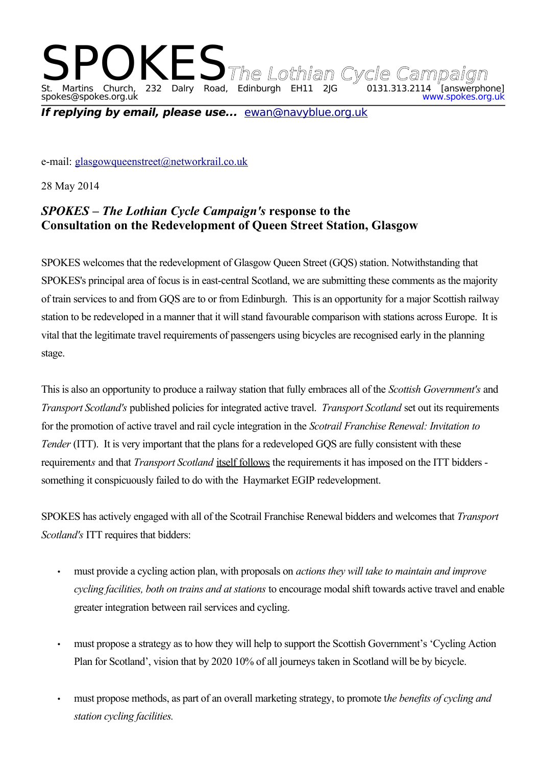# SPOKES *The Lothian Cycle Campaign*

St. Martins Church, 232 Dalry Road, Edinburgh EH11 2JG 0131.313.2114 [answerphone]
spokes@spokes.org.uk www.spokes.org.uk

***If replying by email, please use...*** ewan@navyblue.org.uk

e-mail: glasgowqueenstreet@networkrail.co.uk

28 May 2014

## *SPOKES – The Lothian Cycle Campaign's* response to the Consultation on the Redevelopment of Queen Street Station, Glasgow

SPOKES welcomes that the redevelopment of Glasgow Queen Street (GQS) station. Notwithstanding that SPOKES's principal area of focus is in east-central Scotland, we are submitting these comments as the majority of train services to and from GQS are to or from Edinburgh. This is an opportunity for a major Scottish railway station to be redeveloped in a manner that it will stand favourable comparison with stations across Europe. It is vital that the legitimate travel requirements of passengers using bicycles are recognised early in the planning stage.

This is also an opportunity to produce a railway station that fully embraces all of the *Scottish Government's* and *Transport Scotland's* published policies for integrated active travel. *Transport Scotland* set out its requirements for the promotion of active travel and rail cycle integration in the *Scotrail Franchise Renewal: Invitation to Tender* (ITT). It is very important that the plans for a redeveloped GQS are fully consistent with these requirement*s* and that *Transport Scotland* itself follows the requirements it has imposed on the ITT bidders - something it conspicuously failed to do with the Haymarket EGIP redevelopment.

SPOKES has actively engaged with all of the Scotrail Franchise Renewal bidders and welcomes that *Transport Scotland's* ITT requires that bidders:

- must provide a cycling action plan, with proposals on *actions they will take to maintain and improve cycling facilities, both on trains and at stations* to encourage modal shift towards active travel and enable greater integration between rail services and cycling.
- must propose a strategy as to how they will help to support the Scottish Government's 'Cycling Action Plan for Scotland', vision that by 2020 10% of all journeys taken in Scotland will be by bicycle.
- must propose methods, as part of an overall marketing strategy, to promote t*he benefits of cycling and station cycling facilities.*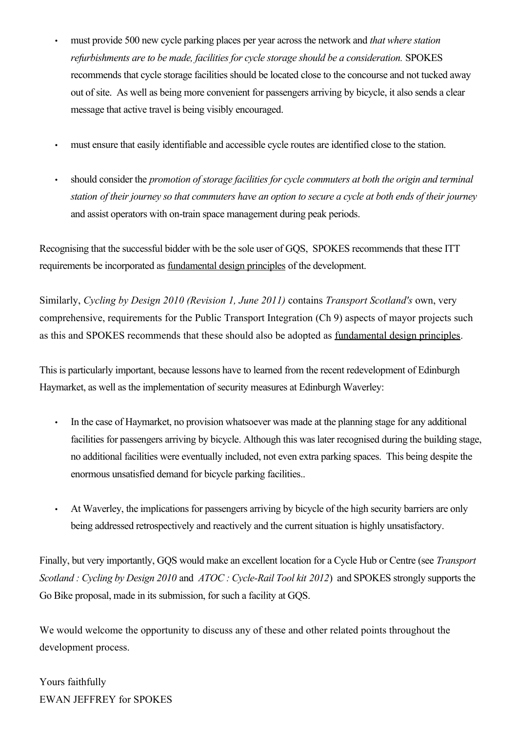- must provide 500 new cycle parking places per year across the network and *that where station refurbishments are to be made, facilities for cycle storage should be a consideration.* SPOKES recommends that cycle storage facilities should be located close to the concourse and not tucked away out of site. As well as being more convenient for passengers arriving by bicycle, it also sends a clear message that active travel is being visibly encouraged.

- must ensure that easily identifiable and accessible cycle routes are identified close to the station.

- should consider the *promotion of storage facilities for cycle commuters at both the origin and terminal station of their journey so that commuters have an option to secure a cycle at both ends of their journey* and assist operators with on-train space management during peak periods.

Recognising that the successful bidder with be the sole user of GQS, SPOKES recommends that these ITT requirements be incorporated as <u>fundamental design principles</u> of the development.

Similarly, *Cycling by Design 2010 (Revision 1, June 2011)* contains *Transport Scotland's* own, very comprehensive, requirements for the Public Transport Integration (Ch 9) aspects of mayor projects such as this and SPOKES recommends that these should also be adopted as <u>fundamental design principles</u>.

This is particularly important, because lessons have to learned from the recent redevelopment of Edinburgh Haymarket, as well as the implementation of security measures at Edinburgh Waverley:

- In the case of Haymarket, no provision whatsoever was made at the planning stage for any additional facilities for passengers arriving by bicycle. Although this was later recognised during the building stage, no additional facilities were eventually included, not even extra parking spaces. This being despite the enormous unsatisfied demand for bicycle parking facilities..

- At Waverley, the implications for passengers arriving by bicycle of the high security barriers are only being addressed retrospectively and reactively and the current situation is highly unsatisfactory.

Finally, but very importantly, GQS would make an excellent location for a Cycle Hub or Centre (see *Transport Scotland : Cycling by Design 2010* and *ATOC : Cycle-Rail Tool kit 2012*) and SPOKES strongly supports the Go Bike proposal, made in its submission, for such a facility at GQS.

We would welcome the opportunity to discuss any of these and other related points throughout the development process.

Yours faithfully
EWAN JEFFREY for SPOKES